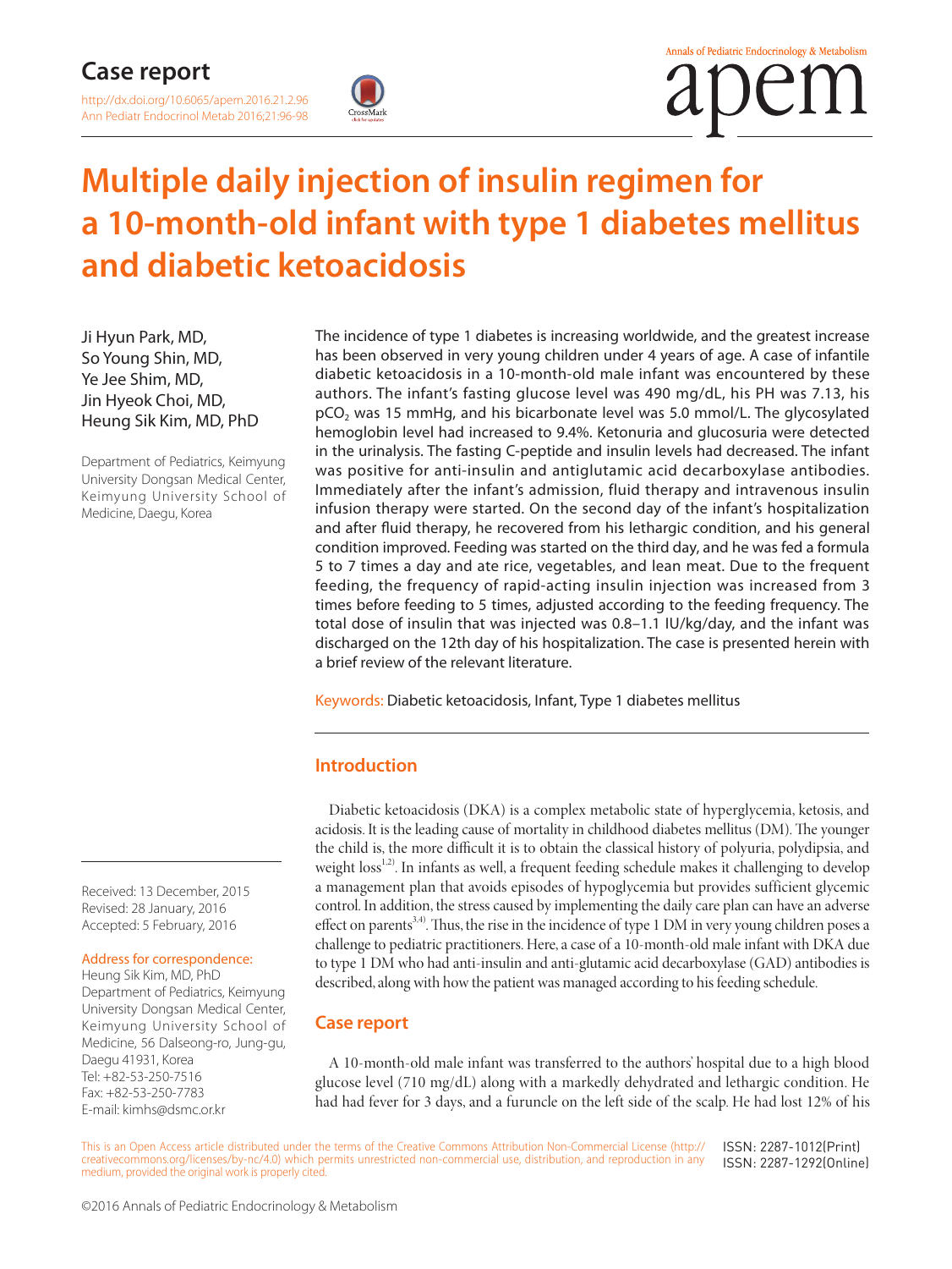# Multiple daily injection of insulin regimen for a 10-month-old infant with type 1 diabetes mellitus and diabetic ketoacidosis

Ji Hyun Park, MD, So Young Shin, MD, Ye Jee Shim, MD, Jin Hyeok Choi, MD, Heung Sik Kim, MD, PhD

Department of Pediatrics, Keimyung University Dongsan Medical Center, Keimyung University School of Medicine, Daegu, Korea

The incidence of type 1 diabetes is increasing worldwide, and the greatest increase has been observed in very young children under 4 years of age. A case of infantile diabetic ketoacidosis in a 10-month-old male infant was encountered by these authors. The infant's fasting glucose level was 490 mg/dL, his PH was 7.13, his $pCO_2$ was 15 mmHg, and his bicarbonate level was 5.0 mmol/L. The glycosylated hemoglobin level had increased to 9.4%. Ketonuria and glucosuria were detected in the urinalysis. The fasting C-peptide and insulin levels had decreased. The infant was positive for anti-insulin and antiglutamic acid decarboxylase antibodies. Immediately after the infant's admission, fluid therapy and intravenous insulin infusion therapy were started. On the second day of the infant's hospitalization and after fluid therapy, he recovered from his lethargic condition, and his general condition improved. Feeding was started on the third day, and he was fed a formula 5 to 7 times a day and ate rice, vegetables, and lean meat. Due to the frequent feeding, the frequency of rapid-acting insulin injection was increased from 3 times before feeding to 5 times, adjusted according to the feeding frequency. The total dose of insulin that was injected was 0.8–1.1 IU/kg/day, and the infant was discharged on the 12th day of his hospitalization. The case is presented herein with a brief review of the relevant literature.

Keywords: Diabetic ketoacidosis, Infant, Type 1 diabetes mellitus

Received: 13 December, 2015
Revised: 28 January, 2016
Accepted: 5 February, 2016

Address for correspondence:
Heung Sik Kim, MD, PhD
Department of Pediatrics, Keimyung University Dongsan Medical Center, Keimyung University School of Medicine, 56 Dalseong-ro, Jung-gu, Daegu 41931, Korea
Tel: +82-53-250-7516
Fax: +82-53-250-7783
E-mail: kimhs@dsmc.or.kr

## Introduction

Diabetic ketoacidosis (DKA) is a complex metabolic state of hyperglycemia, ketosis, and acidosis. It is the leading cause of mortality in childhood diabetes mellitus (DM). The younger the child is, the more difficult it is to obtain the classical history of polyuria, polydipsia, and weight loss[1,2]. In infants as well, a frequent feeding schedule makes it challenging to develop a management plan that avoids episodes of hypoglycemia but provides sufficient glycemic control. In addition, the stress caused by implementing the daily care plan can have an adverse effect on parents[3,4]. Thus, the rise in the incidence of type 1 DM in very young children poses a challenge to pediatric practitioners. Here, a case of a 10-month-old male infant with DKA due to type 1 DM who had anti-insulin and anti-glutamic acid decarboxylase (GAD) antibodies is described, along with how the patient was managed according to his feeding schedule.

## Case report

A 10-month-old male infant was transferred to the authors' hospital due to a high blood glucose level (710 mg/dL) along with a markedly dehydrated and lethargic condition. He had had fever for 3 days, and a furuncle on the left side of the scalp. He had lost 12% of his

This is an Open Access article distributed under the terms of the Creative Commons Attribution Non-Commercial License (http://creativecommons.org/licenses/by-nc/4.0) which permits unrestricted non-commercial use, distribution, and reproduction in any medium, provided the original work is properly cited.

ISSN: 2287-1012(Print)
ISSN: 2287-1292(Online)

©2016 Annals of Pediatric Endocrinology & Metabolism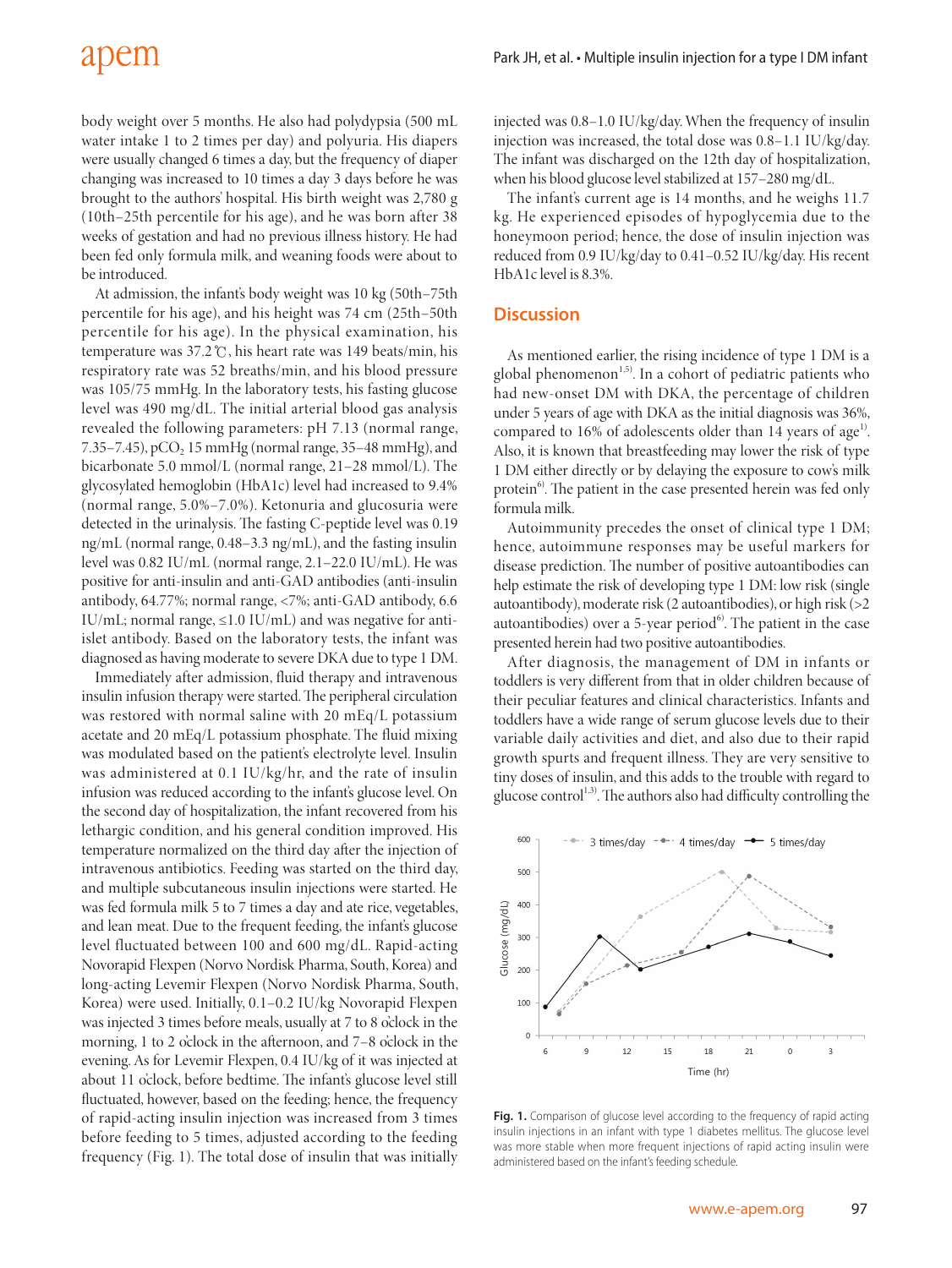body weight over 5 months. He also had polydypsia (500 mL water intake 1 to 2 times per day) and polyuria. His diapers were usually changed 6 times a day, but the frequency of diaper changing was increased to 10 times a day 3 days before he was brought to the authors' hospital. His birth weight was 2,780 g (10th–25th percentile for his age), and he was born after 38 weeks of gestation and had no previous illness history. He had been fed only formula milk, and weaning foods were about to be introduced.

At admission, the infant's body weight was 10 kg (50th–75th percentile for his age), and his height was 74 cm (25th–50th percentile for his age). In the physical examination, his temperature was 37.2℃, his heart rate was 149 beats/min, his respiratory rate was 52 breaths/min, and his blood pressure was 105/75 mmHg. In the laboratory tests, his fasting glucose level was 490 mg/dL. The initial arterial blood gas analysis revealed the following parameters: pH 7.13 (normal range, 7.35–7.45), $pCO_2$ 15 mmHg (normal range, 35–48 mmHg), and bicarbonate 5.0 mmol/L (normal range, 21–28 mmol/L). The glycosylated hemoglobin (HbA1c) level had increased to 9.4% (normal range, 5.0%–7.0%). Ketonuria and glucosuria were detected in the urinalysis. The fasting C-peptide level was 0.19 ng/mL (normal range, 0.48–3.3 ng/mL), and the fasting insulin level was 0.82 IU/mL (normal range, 2.1–22.0 IU/mL). He was positive for anti-insulin and anti-GAD antibodies (anti-insulin antibody, 64.77%; normal range, <7%; anti-GAD antibody, 6.6 IU/mL; normal range, ≤1.0 IU/mL) and was negative for anti-islet antibody. Based on the laboratory tests, the infant was diagnosed as having moderate to severe DKA due to type 1 DM.

Immediately after admission, fluid therapy and intravenous insulin infusion therapy were started. The peripheral circulation was restored with normal saline with 20 mEq/L potassium acetate and 20 mEq/L potassium phosphate. The fluid mixing was modulated based on the patient's electrolyte level. Insulin was administered at 0.1 IU/kg/hr, and the rate of insulin infusion was reduced according to the infant's glucose level. On the second day of hospitalization, the infant recovered from his lethargic condition, and his general condition improved. His temperature normalized on the third day after the injection of intravenous antibiotics. Feeding was started on the third day, and multiple subcutaneous insulin injections were started. He was fed formula milk 5 to 7 times a day and ate rice, vegetables, and lean meat. Due to the frequent feeding, the infant's glucose level fluctuated between 100 and 600 mg/dL. Rapid-acting Novorapid Flexpen (Norvo Nordisk Pharma, South, Korea) and long-acting Levemir Flexpen (Norvo Nordisk Pharma, South, Korea) were used. Initially, 0.1–0.2 IU/kg Novorapid Flexpen was injected 3 times before meals, usually at 7 to 8 o'clock in the morning, 1 to 2 o'clock in the afternoon, and 7–8 o'clock in the evening. As for Levemir Flexpen, 0.4 IU/kg of it was injected at about 11 o'clock, before bedtime. The infant's glucose level still fluctuated, however, based on the feeding; hence, the frequency of rapid-acting insulin injection was increased from 3 times before feeding to 5 times, adjusted according to the feeding frequency (Fig. 1). The total dose of insulin that was initially injected was 0.8–1.0 IU/kg/day. When the frequency of insulin injection was increased, the total dose was 0.8–1.1 IU/kg/day. The infant was discharged on the 12th day of hospitalization, when his blood glucose level stabilized at 157–280 mg/dL.

The infant's current age is 14 months, and he weighs 11.7 kg. He experienced episodes of hypoglycemia due to the honeymoon period; hence, the dose of insulin injection was reduced from 0.9 IU/kg/day to 0.41–0.52 IU/kg/day. His recent HbA1c level is 8.3%.

## Discussion

As mentioned earlier, the rising incidence of type 1 DM is a global phenomenon[1,5]. In a cohort of pediatric patients who had new-onset DM with DKA, the percentage of children under 5 years of age with DKA as the initial diagnosis was 36%, compared to 16% of adolescents older than 14 years of age[1]. Also, it is known that breastfeeding may lower the risk of type 1 DM either directly or by delaying the exposure to cow's milk protein[6]. The patient in the case presented herein was fed only formula milk.

Autoimmunity precedes the onset of clinical type 1 DM; hence, autoimmune responses may be useful markers for disease prediction. The number of positive autoantibodies can help estimate the risk of developing type 1 DM: low risk (single autoantibody), moderate risk (2 autoantibodies), or high risk (>2 autoantibodies) over a 5-year period[6]. The patient in the case presented herein had two positive autoantibodies.

After diagnosis, the management of DM in infants or toddlers is very different from that in older children because of their peculiar features and clinical characteristics. Infants and toddlers have a wide range of serum glucose levels due to their variable daily activities and diet, and also due to their rapid growth spurts and frequent illness. They are very sensitive to tiny doses of insulin, and this adds to the trouble with regard to glucose control[1,3]. The authors also had difficulty controlling the

**Fig. 1.** Comparison of glucose level according to the frequency of rapid acting insulin injections in an infant with type 1 diabetes mellitus. The glucose level was more stable when more frequent injections of rapid acting insulin were administered based on the infant's feeding schedule.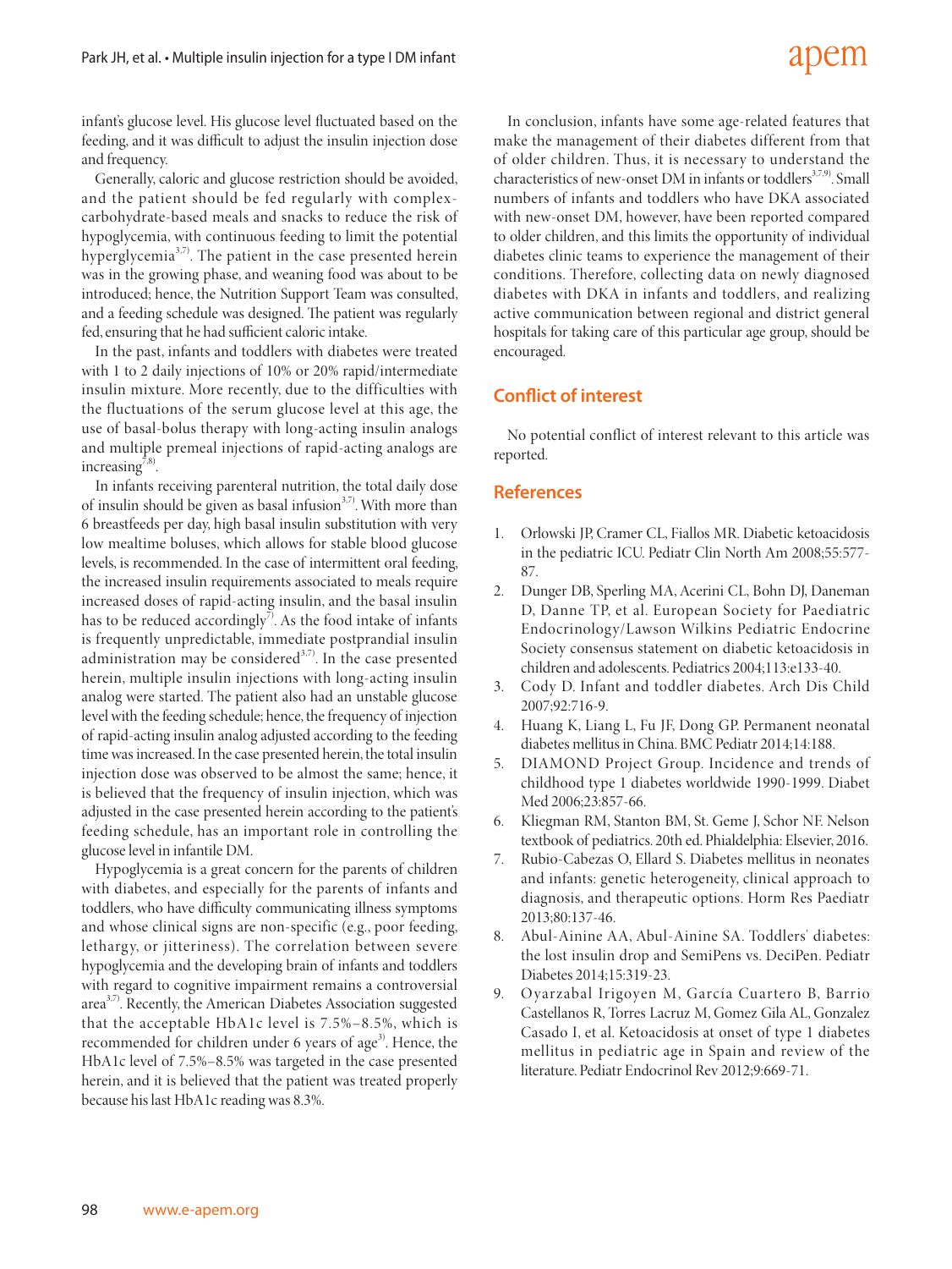infant's glucose level. His glucose level fluctuated based on the feeding, and it was difficult to adjust the insulin injection dose and frequency.

Generally, caloric and glucose restriction should be avoided, and the patient should be fed regularly with complex-carbohydrate-based meals and snacks to reduce the risk of hypoglycemia, with continuous feeding to limit the potential hyperglycemia[3,7]. The patient in the case presented herein was in the growing phase, and weaning food was about to be introduced; hence, the Nutrition Support Team was consulted, and a feeding schedule was designed. The patient was regularly fed, ensuring that he had sufficient caloric intake.

In the past, infants and toddlers with diabetes were treated with 1 to 2 daily injections of 10% or 20% rapid/intermediate insulin mixture. More recently, due to the difficulties with the fluctuations of the serum glucose level at this age, the use of basal-bolus therapy with long-acting insulin analogs and multiple premeal injections of rapid-acting analogs are increasing[7,8].

In infants receiving parenteral nutrition, the total daily dose of insulin should be given as basal infusion[3,7]. With more than 6 breastfeeds per day, high basal insulin substitution with very low mealtime boluses, which allows for stable blood glucose levels, is recommended. In the case of intermittent oral feeding, the increased insulin requirements associated to meals require increased doses of rapid-acting insulin, and the basal insulin has to be reduced accordingly[7]. As the food intake of infants is frequently unpredictable, immediate postprandial insulin administration may be considered[3,7]. In the case presented herein, multiple insulin injections with long-acting insulin analog were started. The patient also had an unstable glucose level with the feeding schedule; hence, the frequency of injection of rapid-acting insulin analog adjusted according to the feeding time was increased. In the case presented herein, the total insulin injection dose was observed to be almost the same; hence, it is believed that the frequency of insulin injection, which was adjusted in the case presented herein according to the patient's feeding schedule, has an important role in controlling the glucose level in infantile DM.

Hypoglycemia is a great concern for the parents of children with diabetes, and especially for the parents of infants and toddlers, who have difficulty communicating illness symptoms and whose clinical signs are non-specific (e.g., poor feeding, lethargy, or jitteriness). The correlation between severe hypoglycemia and the developing brain of infants and toddlers with regard to cognitive impairment remains a controversial area[3,7]. Recently, the American Diabetes Association suggested that the acceptable HbA1c level is 7.5%–8.5%, which is recommended for children under 6 years of age[3]. Hence, the HbA1c level of 7.5%–8.5% was targeted in the case presented herein, and it is believed that the patient was treated properly because his last HbA1c reading was 8.3%.

In conclusion, infants have some age-related features that make the management of their diabetes different from that of older children. Thus, it is necessary to understand the characteristics of new-onset DM in infants or toddlers[3,7,9]. Small numbers of infants and toddlers who have DKA associated with new-onset DM, however, have been reported compared to older children, and this limits the opportunity of individual diabetes clinic teams to experience the management of their conditions. Therefore, collecting data on newly diagnosed diabetes with DKA in infants and toddlers, and realizing active communication between regional and district general hospitals for taking care of this particular age group, should be encouraged.

## Conflict of interest

No potential conflict of interest relevant to this article was reported.

## References

1. Orlowski JP, Cramer CL, Fiallos MR. Diabetic ketoacidosis in the pediatric ICU. Pediatr Clin North Am 2008;55:577-87.
2. Dunger DB, Sperling MA, Acerini CL, Bohn DJ, Daneman D, Danne TP, et al. European Society for Paediatric Endocrinology/Lawson Wilkins Pediatric Endocrine Society consensus statement on diabetic ketoacidosis in children and adolescents. Pediatrics 2004;113:e133-40.
3. Cody D. Infant and toddler diabetes. Arch Dis Child 2007;92:716-9.
4. Huang K, Liang L, Fu JF, Dong GP. Permanent neonatal diabetes mellitus in China. BMC Pediatr 2014;14:188.
5. DIAMOND Project Group. Incidence and trends of childhood type 1 diabetes worldwide 1990-1999. Diabet Med 2006;23:857-66.
6. Kliegman RM, Stanton BM, St. Geme J, Schor NF. Nelson textbook of pediatrics. 20th ed. Phialdelphia: Elsevier, 2016.
7. Rubio-Cabezas O, Ellard S. Diabetes mellitus in neonates and infants: genetic heterogeneity, clinical approach to diagnosis, and therapeutic options. Horm Res Paediatr 2013;80:137-46.
8. Abul-Ainine AA, Abul-Ainine SA. Toddlers' diabetes: the lost insulin drop and SemiPens vs. DeciPen. Pediatr Diabetes 2014;15:319-23.
9. Oyarzabal Irigoyen M, García Cuartero B, Barrio Castellanos R, Torres Lacruz M, Gomez Gila AL, Gonzalez Casado I, et al. Ketoacidosis at onset of type 1 diabetes mellitus in pediatric age in Spain and review of the literature. Pediatr Endocrinol Rev 2012;9:669-71.